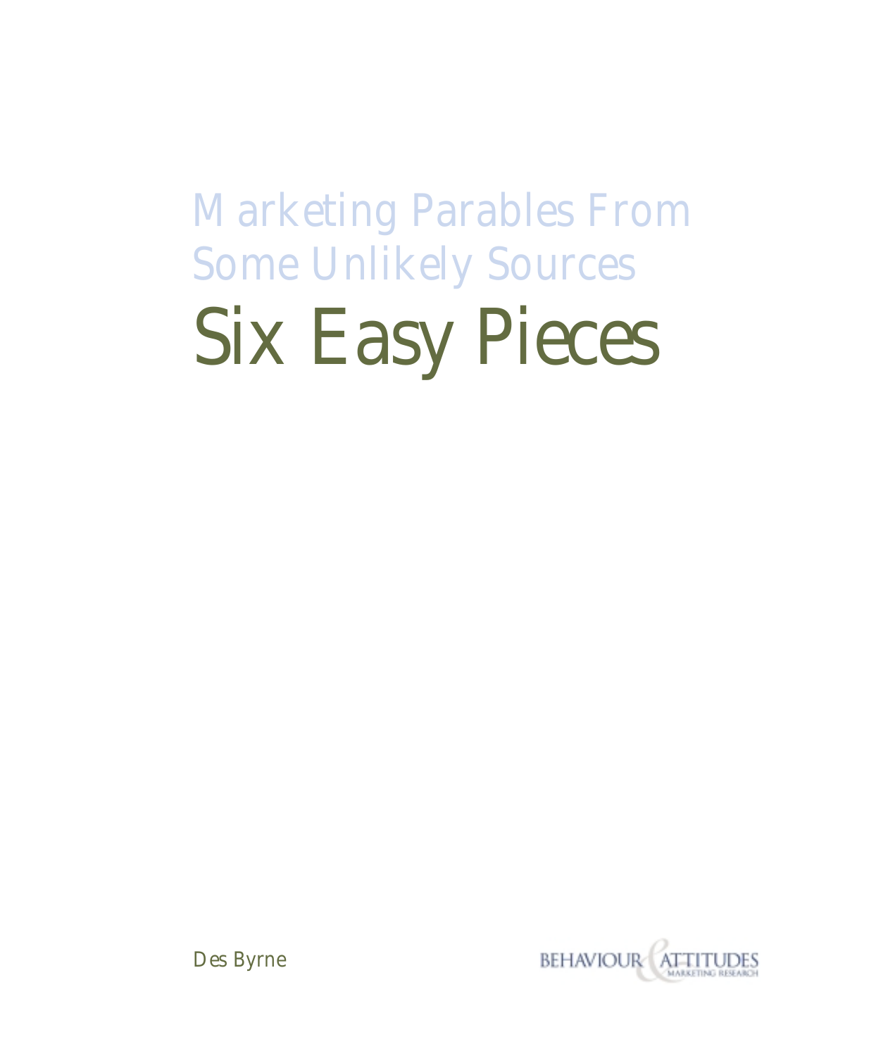## Marketing Parables From Some Unlikely Sources

# Six Easy Pieces

Des Byrne

BEHAVIOUR & ATTITUDES
MARKETING RESEARCH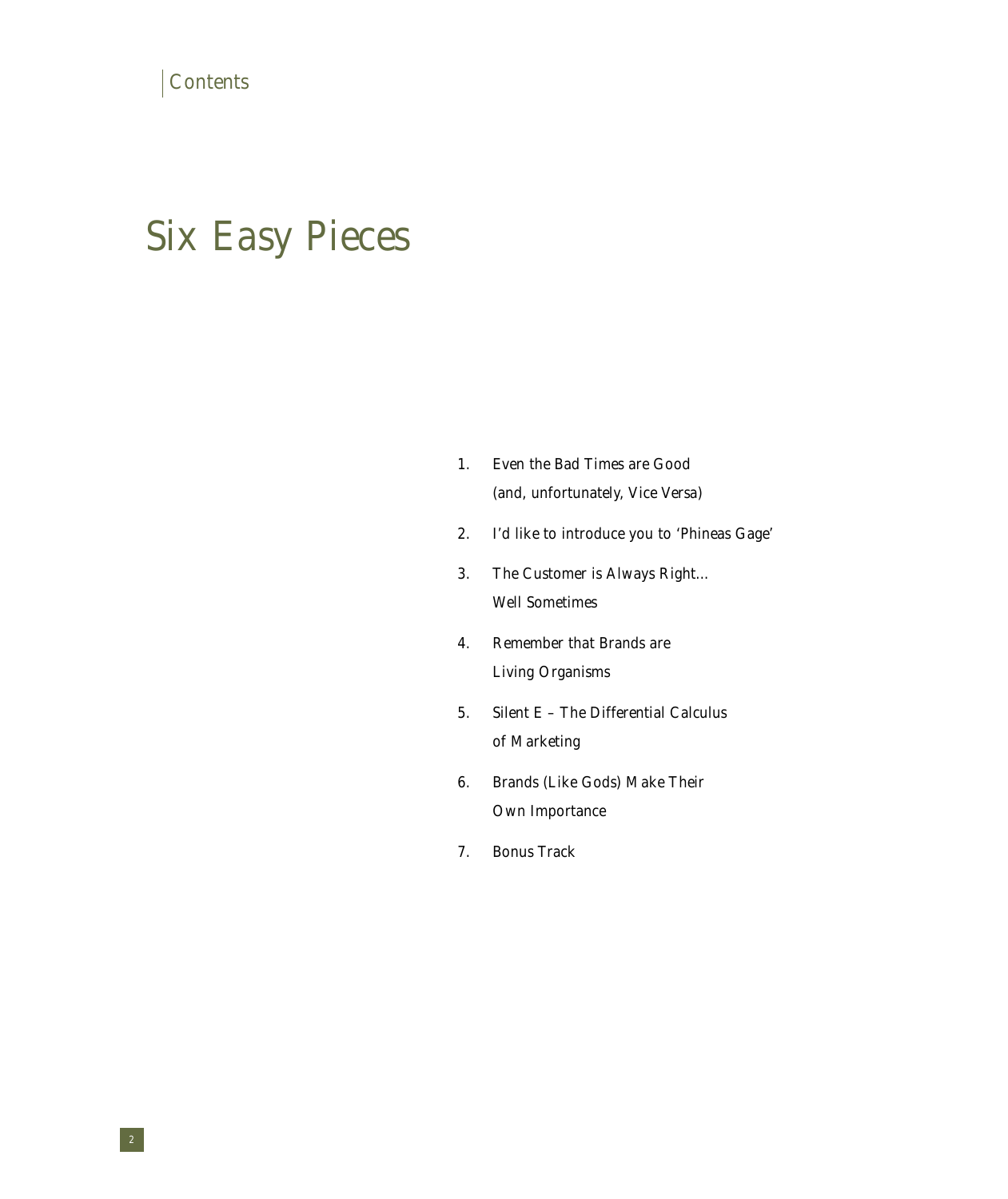Contents

# Six Easy Pieces

1. Even the Bad Times are Good (and, unfortunately, Vice Versa)
2. I'd like to introduce you to 'Phineas Gage'
3. The Customer is Always Right… Well Sometimes
4. Remember that Brands are Living Organisms
5. Silent E – The Differential Calculus of Marketing
6. Brands (Like Gods) Make Their Own Importance
7. Bonus Track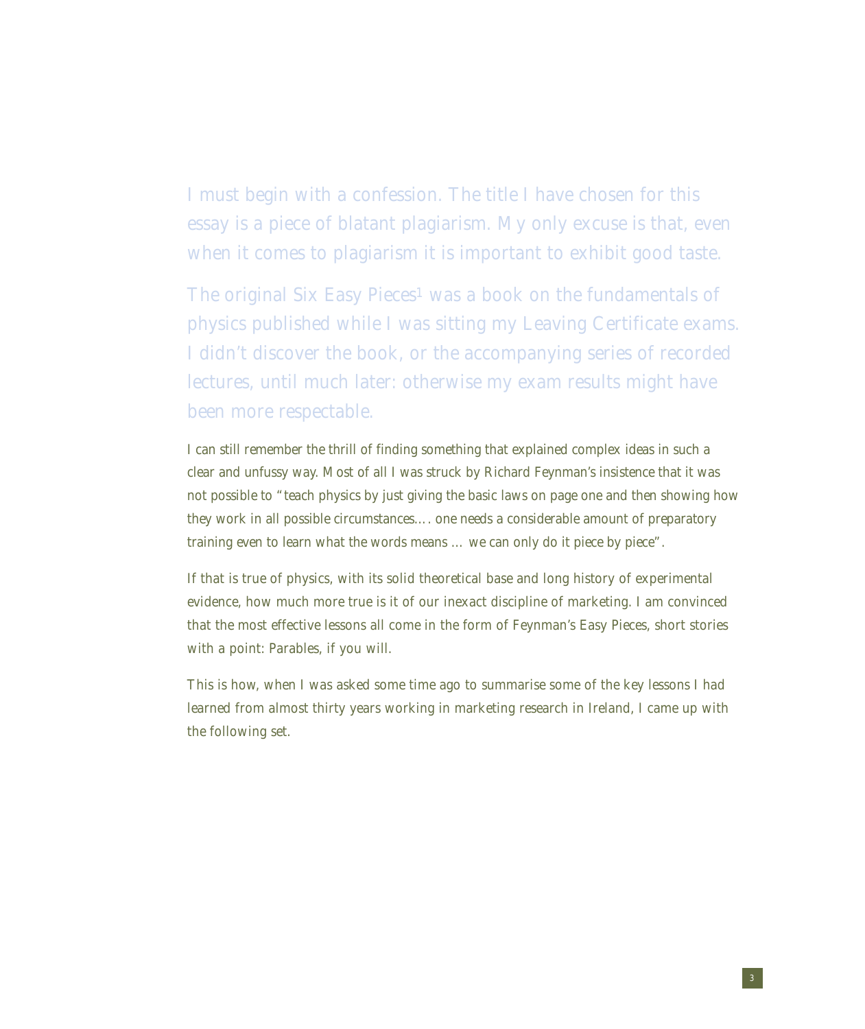I must begin with a confession. The title I have chosen for this essay is a piece of blatant plagiarism. My only excuse is that, even when it comes to plagiarism it is important to exhibit good taste.

The original Six Easy Pieces[1] was a book on the fundamentals of physics published while I was sitting my Leaving Certificate exams. I didn't discover the book, or the accompanying series of recorded lectures, until much later: otherwise my exam results might have been more respectable.

I can still remember the thrill of finding something that explained complex ideas in such a clear and unfussy way. Most of all I was struck by Richard Feynman's insistence that it was not possible to "*teach physics by just giving the basic laws on page one and then showing how they work in all possible circumstances…. one needs a considerable amount of preparatory training even to learn what the words means … we can only do it piece by piece*".

If that is true of physics, with its solid theoretical base and long history of experimental evidence, how much more true is it of our inexact discipline of marketing. I am convinced that the most effective lessons all come in the form of Feynman's Easy Pieces, short stories with a point: Parables, if you will.

This is how, when I was asked some time ago to summarise some of the key lessons I had learned from almost thirty years working in marketing research in Ireland, I came up with the following set.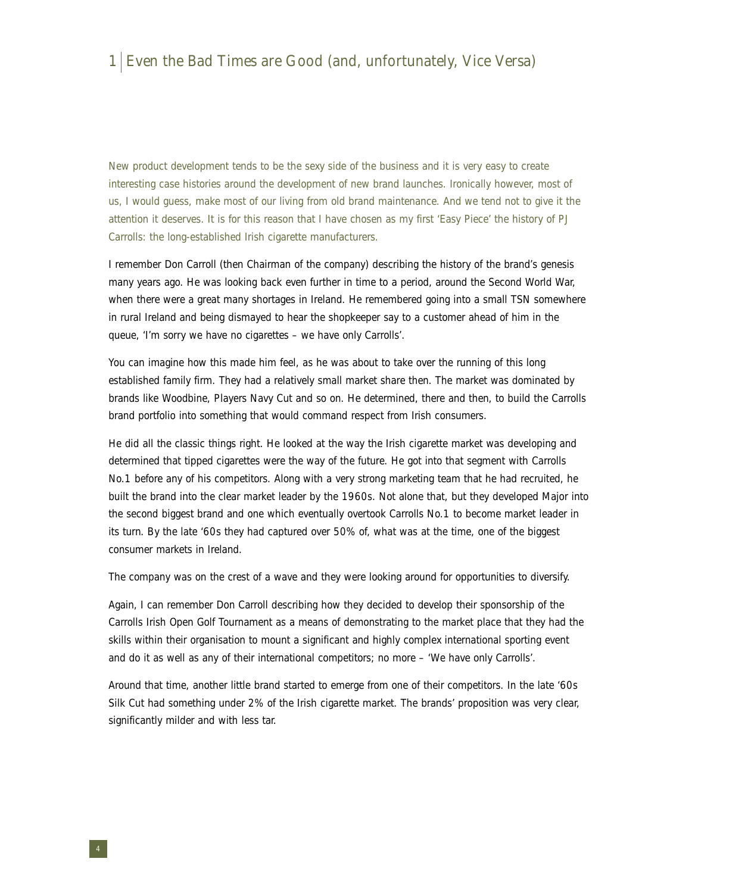# 1 Even the Bad Times are Good (and, unfortunately, Vice Versa)

New product development tends to be the sexy side of the business and it is very easy to create interesting case histories around the development of new brand launches. Ironically however, most of us, I would guess, make most of our living from old brand maintenance. And we tend not to give it the attention it deserves. It is for this reason that I have chosen as my first 'Easy Piece' the history of PJ Carrolls: the long-established Irish cigarette manufacturers.

I remember Don Carroll (then Chairman of the company) describing the history of the brand's genesis many years ago. He was looking back even further in time to a period, around the Second World War, when there were a great many shortages in Ireland. He remembered going into a small TSN somewhere in rural Ireland and being dismayed to hear the shopkeeper say to a customer ahead of him in the queue, 'I'm sorry we have no cigarettes – we have only Carrolls'.

You can imagine how this made him feel, as he was about to take over the running of this long established family firm. They had a relatively small market share then. The market was dominated by brands like Woodbine, Players Navy Cut and so on. He determined, there and then, to build the Carrolls brand portfolio into something that would command respect from Irish consumers.

He did all the classic things right. He looked at the way the Irish cigarette market was developing and determined that tipped cigarettes were the way of the future. He got into that segment with Carrolls No.1 before any of his competitors. Along with a very strong marketing team that he had recruited, he built the brand into the clear market leader by the 1960s. Not alone that, but they developed Major into the second biggest brand and one which eventually overtook Carrolls No.1 to become market leader in its turn. By the late '60s they had captured over 50% of, what was at the time, one of the biggest consumer markets in Ireland.

The company was on the crest of a wave and they were looking around for opportunities to diversify.

Again, I can remember Don Carroll describing how they decided to develop their sponsorship of the Carrolls Irish Open Golf Tournament as a means of demonstrating to the market place that they had the skills within their organisation to mount a significant and highly complex international sporting event and do it as well as any of their international competitors; no more – 'We have only Carrolls'.

Around that time, another little brand started to emerge from one of their competitors. In the late '60s Silk Cut had something under 2% of the Irish cigarette market. The brands' proposition was very clear, significantly milder and with less tar.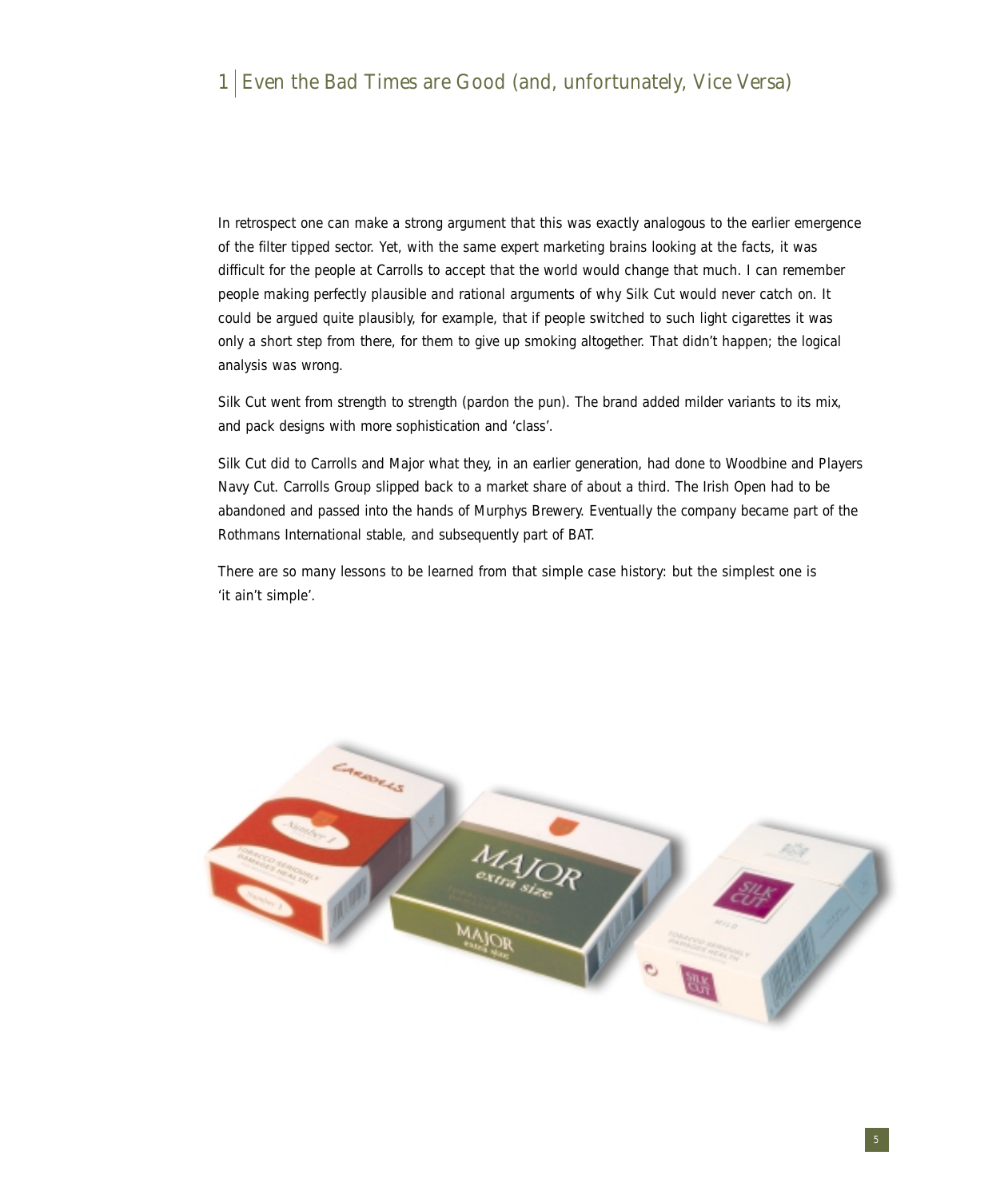In retrospect one can make a strong argument that this was exactly analogous to the earlier emergence of the filter tipped sector. Yet, with the same expert marketing brains looking at the facts, it was difficult for the people at Carrolls to accept that the world would change that much. I can remember people making perfectly plausible and rational arguments of why Silk Cut would never catch on. It could be argued quite plausibly, for example, that if people switched to such light cigarettes it was only a short step from there, for them to give up smoking altogether. That didn't happen; the logical analysis was wrong.

Silk Cut went from strength to strength (pardon the pun). The brand added milder variants to its mix, and pack designs with more sophistication and 'class'.

Silk Cut did to Carrolls and Major what they, in an earlier generation, had done to Woodbine and Players Navy Cut. Carrolls Group slipped back to a market share of about a third. The Irish Open had to be abandoned and passed into the hands of Murphys Brewery. Eventually the company became part of the Rothmans International stable, and subsequently part of BAT.

There are so many lessons to be learned from that simple case history: but the simplest one is 'it ain't simple'.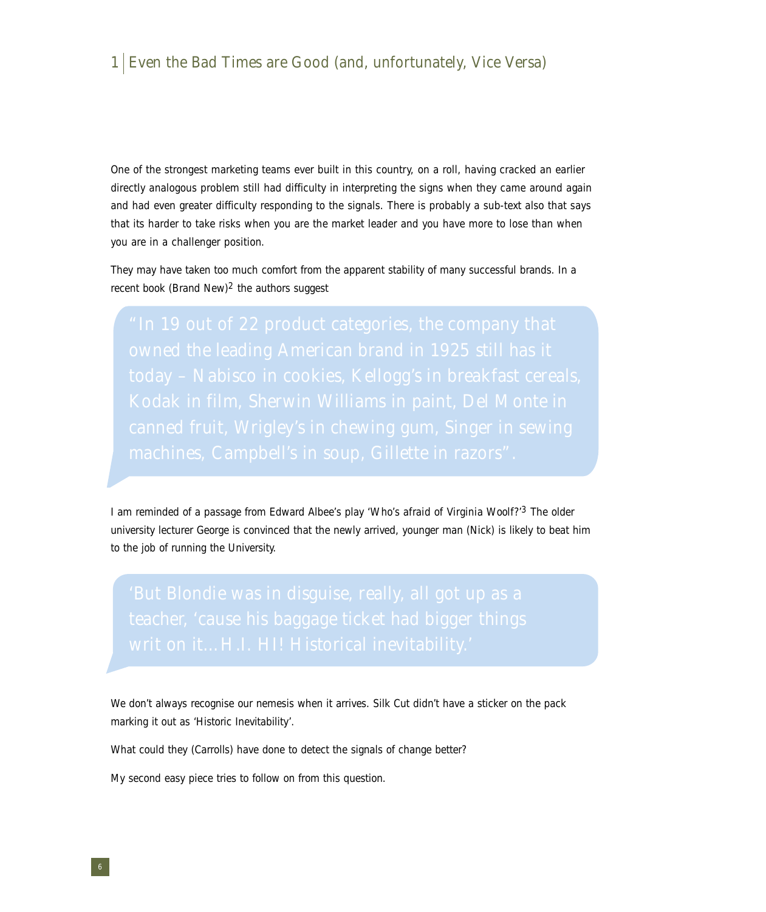One of the strongest marketing teams ever built in this country, on a roll, having cracked an earlier directly analogous problem still had difficulty in interpreting the signs when they came around again and had even greater difficulty responding to the signals. There is probably a sub-text also that says that its harder to take risks when you are the market leader and you have more to lose than when you are in a challenger position.

They may have taken too much comfort from the apparent stability of many successful brands. In a recent book (Brand New)[2] the authors suggest

> "In 19 out of 22 product categories, the company that owned the leading American brand in 1925 still has it today – Nabisco in cookies, Kellogg's in breakfast cereals, Kodak in film, Sherwin Williams in paint, Del Monte in canned fruit, Wrigley's in chewing gum, Singer in sewing machines, Campbell's in soup, Gillette in razors".

I am reminded of a passage from Edward Albee's play 'Who's afraid of Virginia Woolf?'[3] The older university lecturer George is convinced that the newly arrived, younger man (Nick) is likely to beat him to the job of running the University.

> 'But Blondie was in disguise, really, all got up as a teacher, 'cause his baggage ticket had bigger things writ on it…H.I. HI! Historical inevitability.'

We don't always recognise our nemesis when it arrives. Silk Cut didn't have a sticker on the pack marking it out as 'Historic Inevitability'.

What could they (Carrolls) have done to detect the signals of change better?

My second easy piece tries to follow on from this question.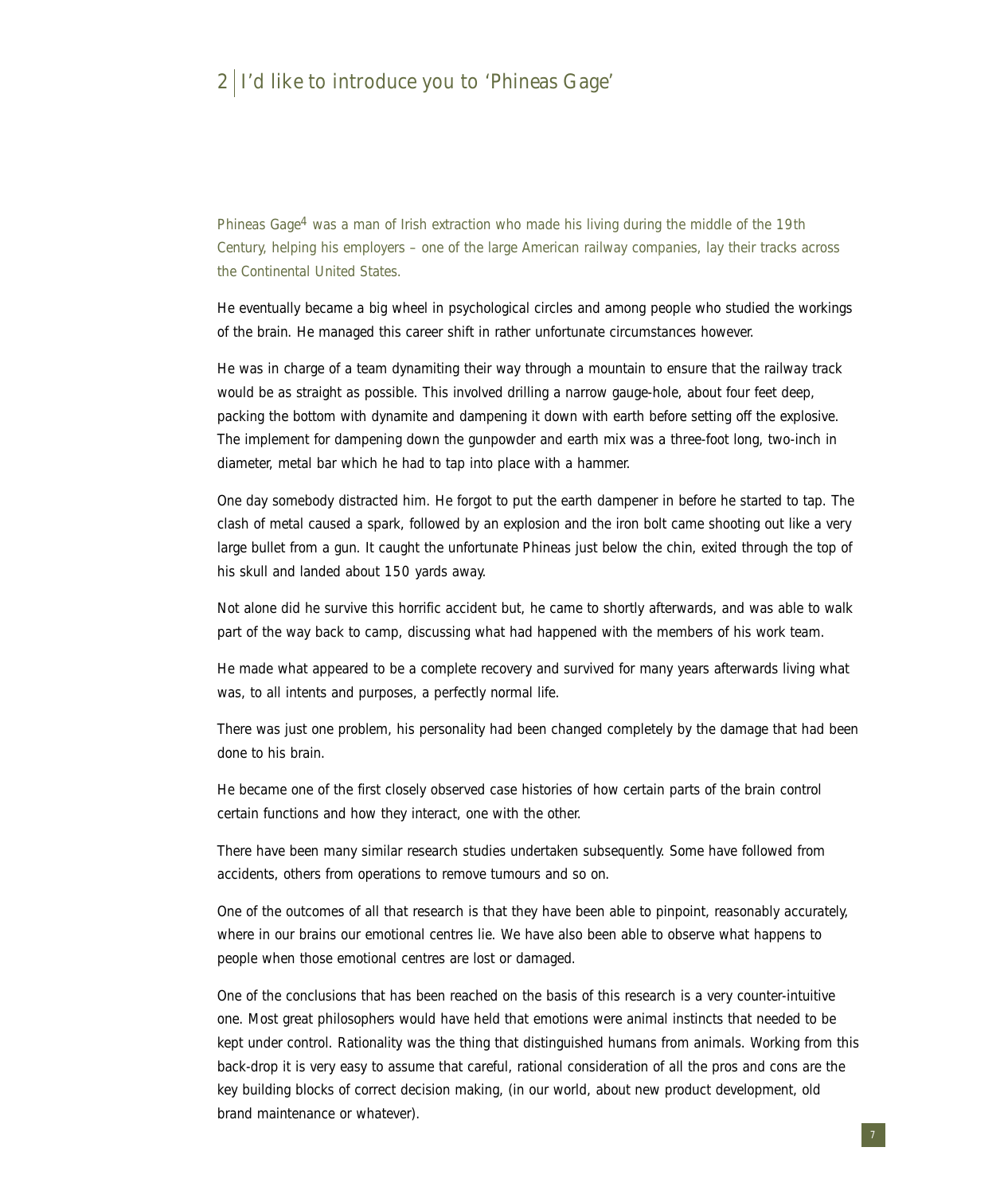## 2 | I'd like to introduce you to 'Phineas Gage'

Phineas Gage[4] was a man of Irish extraction who made his living during the middle of the 19th Century, helping his employers – one of the large American railway companies, lay their tracks across the Continental United States.

He eventually became a big wheel in psychological circles and among people who studied the workings of the brain. He managed this career shift in rather unfortunate circumstances however.

He was in charge of a team dynamiting their way through a mountain to ensure that the railway track would be as straight as possible. This involved drilling a narrow gauge-hole, about four feet deep, packing the bottom with dynamite and dampening it down with earth before setting off the explosive. The implement for dampening down the gunpowder and earth mix was a three-foot long, two-inch in diameter, metal bar which he had to tap into place with a hammer.

One day somebody distracted him. He forgot to put the earth dampener in before he started to tap. The clash of metal caused a spark, followed by an explosion and the iron bolt came shooting out like a very large bullet from a gun. It caught the unfortunate Phineas just below the chin, exited through the top of his skull and landed about 150 yards away.

Not alone did he survive this horrific accident but, he came to shortly afterwards, and was able to walk part of the way back to camp, discussing what had happened with the members of his work team.

He made what appeared to be a complete recovery and survived for many years afterwards living what was, to all intents and purposes, a perfectly normal life.

There was just one problem, his personality had been changed completely by the damage that had been done to his brain.

He became one of the first closely observed case histories of how certain parts of the brain control certain functions and how they interact, one with the other.

There have been many similar research studies undertaken subsequently. Some have followed from accidents, others from operations to remove tumours and so on.

One of the outcomes of all that research is that they have been able to pinpoint, reasonably accurately, where in our brains our emotional centres lie. We have also been able to observe what happens to people when those emotional centres are lost or damaged.

One of the conclusions that has been reached on the basis of this research is a very counter-intuitive one. Most great philosophers would have held that emotions were animal instincts that needed to be kept under control. Rationality was the thing that distinguished humans from animals. Working from this back-drop it is very easy to assume that careful, rational consideration of all the pros and cons are the key building blocks of correct decision making, (in our world, about new product development, old brand maintenance or whatever).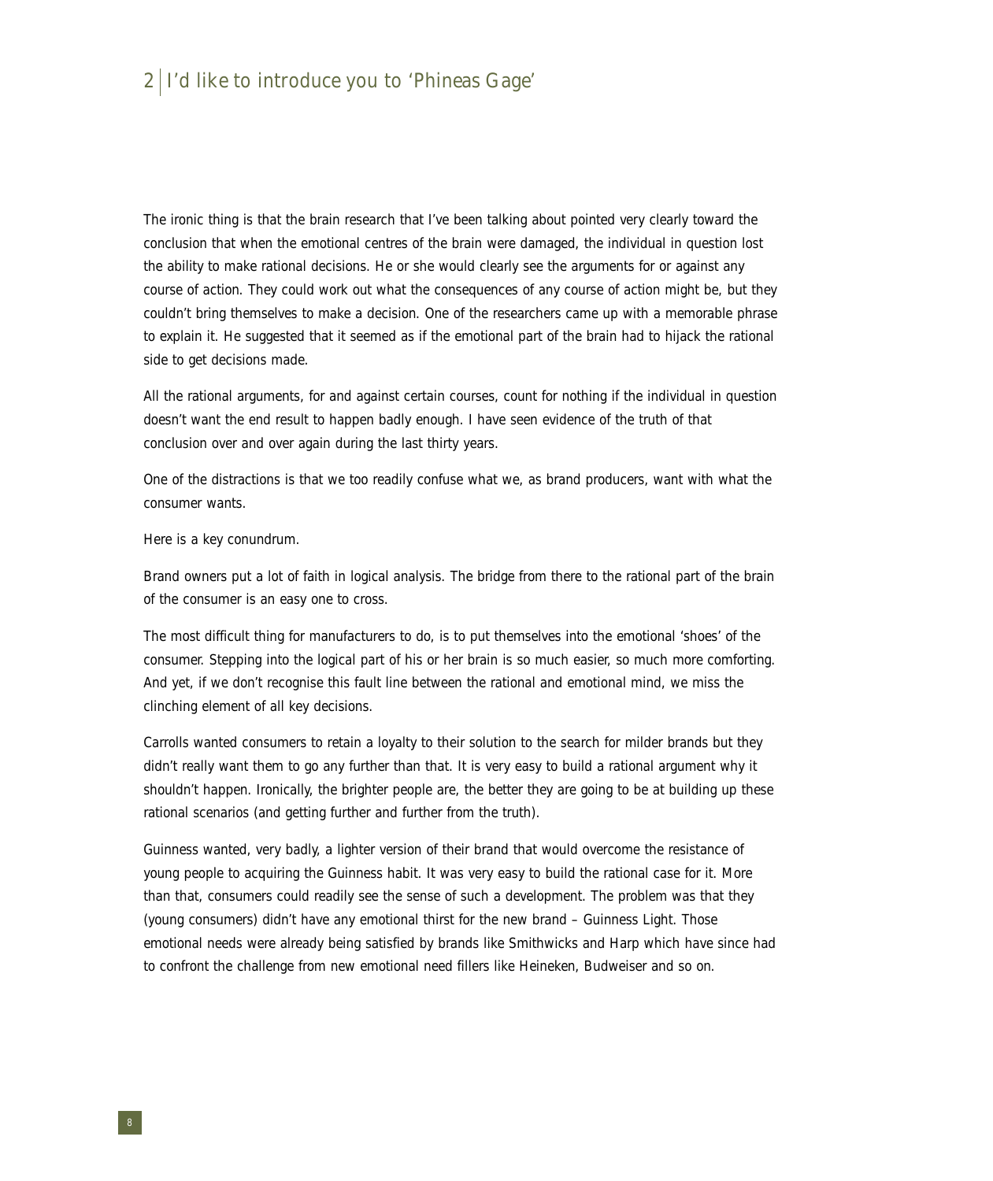## 2 I'd like to introduce you to 'Phineas Gage'

The ironic thing is that the brain research that I've been talking about pointed very clearly toward the conclusion that when the emotional centres of the brain were damaged, the individual in question lost the ability to make rational decisions. He or she would clearly see the arguments for or against any course of action. They could work out what the consequences of any course of action might be, but they couldn't bring themselves to make a decision. One of the researchers came up with a memorable phrase to explain it. He suggested that it seemed as if the emotional part of the brain had to hijack the rational side to get decisions made.

All the rational arguments, for and against certain courses, count for nothing if the individual in question doesn't want the end result to happen badly enough. I have seen evidence of the truth of that conclusion over and over again during the last thirty years.

One of the distractions is that we too readily confuse what we, as brand producers, want with what the consumer wants.

Here is a key conundrum.

Brand owners put a lot of faith in logical analysis. The bridge from there to the rational part of the brain of the consumer is an easy one to cross.

The most difficult thing for manufacturers to do, is to put themselves into the emotional 'shoes' of the consumer. Stepping into the logical part of his or her brain is so much easier, so much more comforting. And yet, if we don't recognise this fault line between the rational and emotional mind, we miss the clinching element of all key decisions.

Carrolls wanted consumers to retain a loyalty to their solution to the search for milder brands but they didn't really want them to go any further than that. It is very easy to build a rational argument why it shouldn't happen. Ironically, the brighter people are, the better they are going to be at building up these rational scenarios (and getting further and further from the truth).

Guinness wanted, very badly, a lighter version of their brand that would overcome the resistance of young people to acquiring the Guinness habit. It was very easy to build the rational case for it. More than that, consumers could readily see the sense of such a development. The problem was that they (young consumers) didn't have any emotional thirst for the new brand – Guinness Light. Those emotional needs were already being satisfied by brands like Smithwicks and Harp which have since had to confront the challenge from new emotional need fillers like Heineken, Budweiser and so on.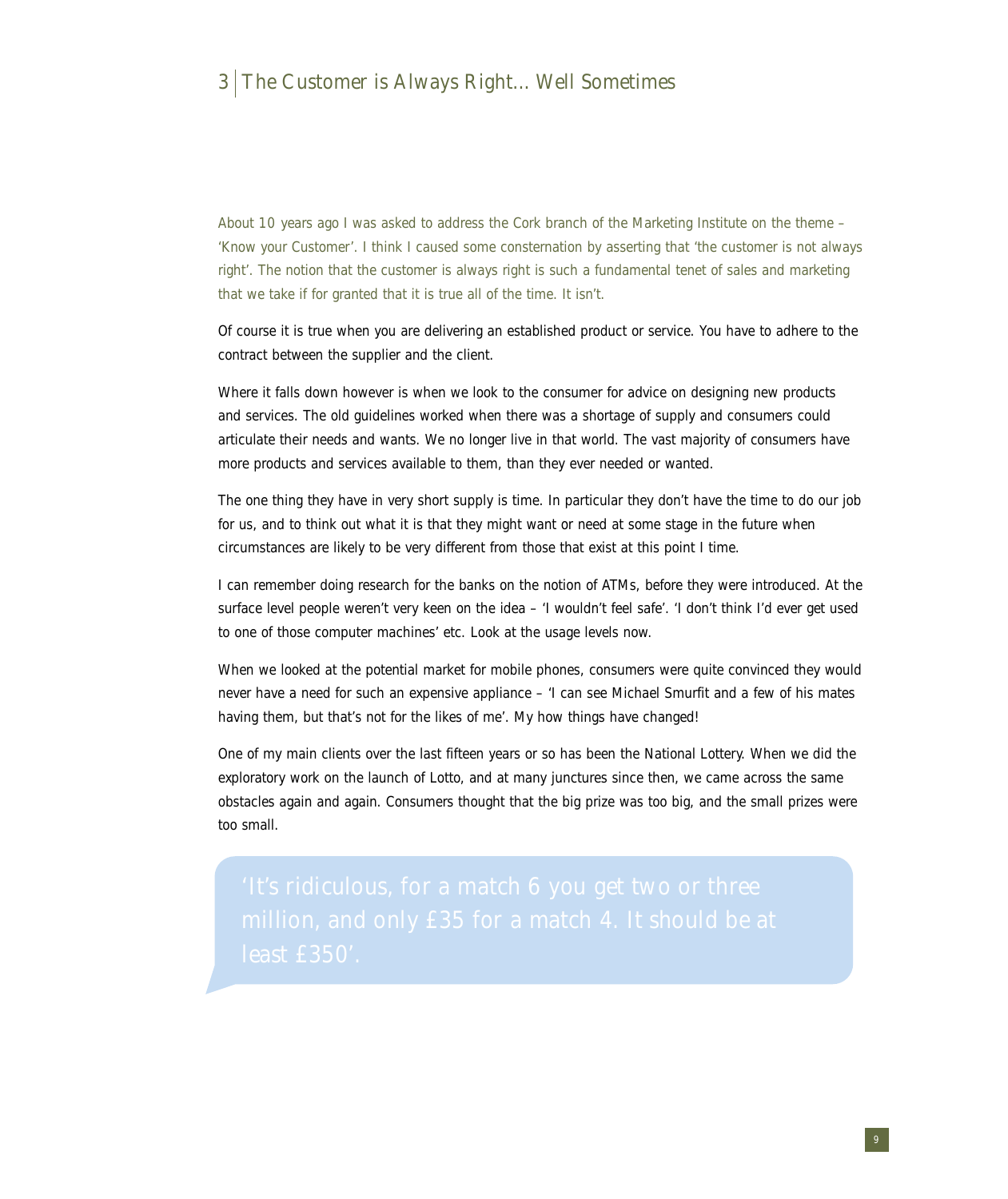# 3 The Customer is Always Right... Well Sometimes

About 10 years ago I was asked to address the Cork branch of the Marketing Institute on the theme – 'Know your Customer'. I think I caused some consternation by asserting that 'the customer is not always right'. The notion that the customer is always right is such a fundamental tenet of sales and marketing that we take if for granted that it is true all of the time. It isn't.

Of course it is true when you are delivering an established product or service. You have to adhere to the contract between the supplier and the client.

Where it falls down however is when we look to the consumer for advice on designing new products and services. The old guidelines worked when there was a shortage of supply and consumers could articulate their needs and wants. We no longer live in that world. The vast majority of consumers have more products and services available to them, than they ever needed or wanted.

The one thing they have in very short supply is time. In particular they don't have the time to do our job for us, and to think out what it is that they might want or need at some stage in the future when circumstances are likely to be very different from those that exist at this point I time.

I can remember doing research for the banks on the notion of ATMs, before they were introduced. At the surface level people weren't very keen on the idea – 'I wouldn't feel safe'. 'I don't think I'd ever get used to one of those computer machines' etc. Look at the usage levels now.

When we looked at the potential market for mobile phones, consumers were quite convinced they would never have a need for such an expensive appliance – 'I can see Michael Smurfit and a few of his mates having them, but that's not for the likes of me'. My how things have changed!

One of my main clients over the last fifteen years or so has been the National Lottery. When we did the exploratory work on the launch of Lotto, and at many junctures since then, we came across the same obstacles again and again. Consumers thought that the big prize was too big, and the small prizes were too small.

> 'It's ridiculous, for a match 6 you get two or three million, and only £35 for a match 4. It should be at least £350'.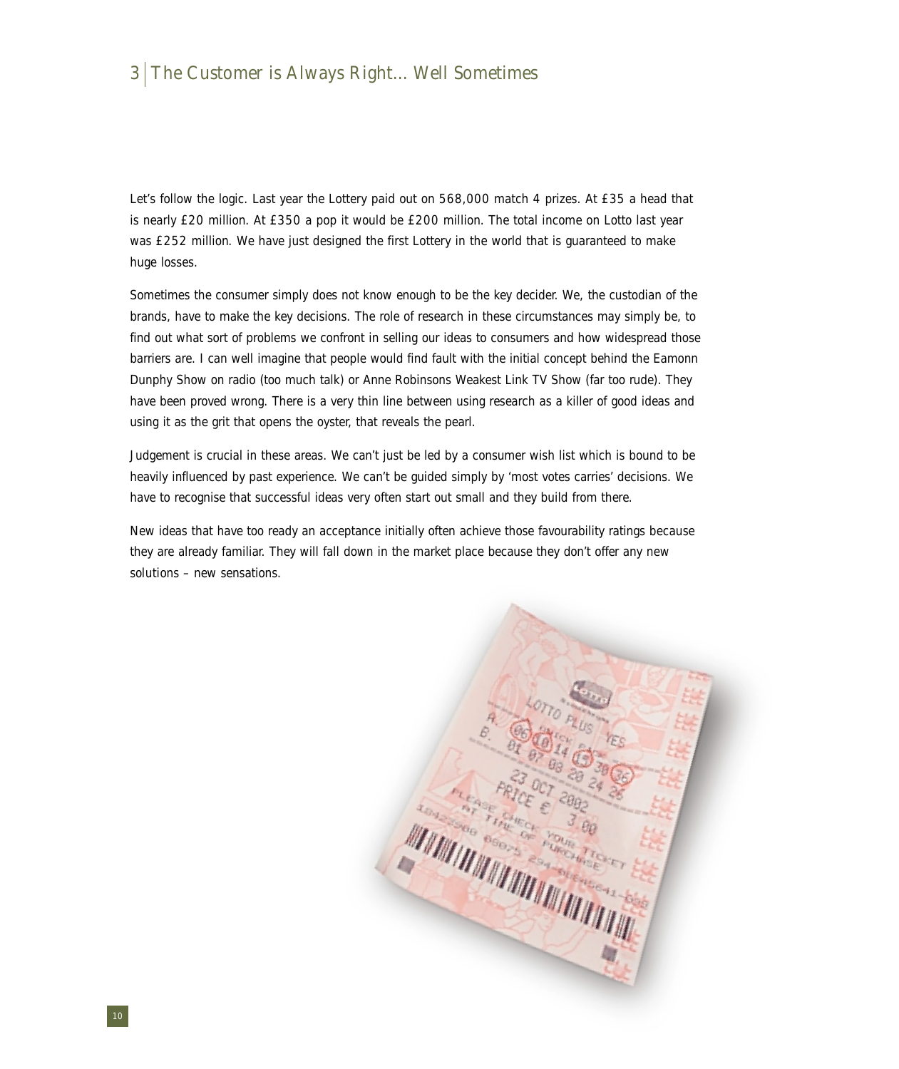Let's follow the logic. Last year the Lottery paid out on 568,000 match 4 prizes. At £35 a head that is nearly £20 million. At £350 a pop it would be £200 million. The total income on Lotto last year was £252 million. We have just designed the first Lottery in the world that is guaranteed to make huge losses.

Sometimes the consumer simply does not know enough to be the key decider. We, the custodian of the brands, have to make the key decisions. The role of research in these circumstances may simply be, to find out what sort of problems we confront in selling our ideas to consumers and how widespread those barriers are. I can well imagine that people would find fault with the initial concept behind the Eamonn Dunphy Show on radio (too much talk) or Anne Robinsons Weakest Link TV Show (far too rude). They have been proved wrong. There is a very thin line between using research as a killer of good ideas and using it as the grit that opens the oyster, that reveals the pearl.

Judgement is crucial in these areas. We can't just be led by a consumer wish list which is bound to be heavily influenced by past experience. We can't be guided simply by 'most votes carries' decisions. We have to recognise that successful ideas very often start out small and they build from there.

New ideas that have too ready an acceptance initially often achieve those favourability ratings because they are already familiar. They will fall down in the market place because they don't offer any new solutions – new sensations.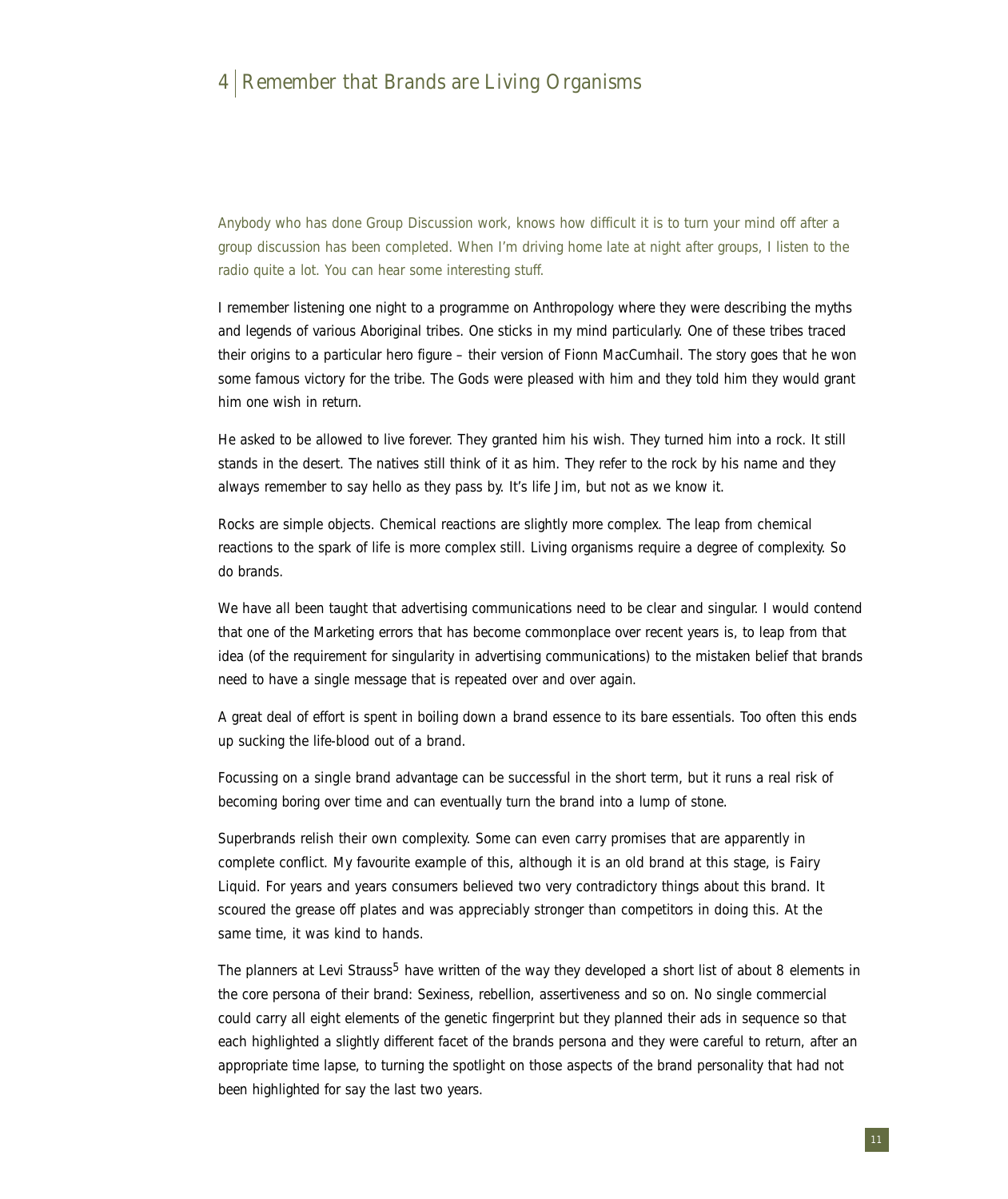# 4 | Remember that Brands are Living Organisms

Anybody who has done Group Discussion work, knows how difficult it is to turn your mind off after a group discussion has been completed. When I'm driving home late at night after groups, I listen to the radio quite a lot. You can hear some interesting stuff.

I remember listening one night to a programme on Anthropology where they were describing the myths and legends of various Aboriginal tribes. One sticks in my mind particularly. One of these tribes traced their origins to a particular hero figure – their version of Fionn MacCumhail. The story goes that he won some famous victory for the tribe. The Gods were pleased with him and they told him they would grant him one wish in return.

He asked to be allowed to live forever. They granted him his wish. They turned him into a rock. It still stands in the desert. The natives still think of it as him. They refer to the rock by his name and they always remember to say hello as they pass by. It's life Jim, but not as we know it.

Rocks are simple objects. Chemical reactions are slightly more complex. The leap from chemical reactions to the spark of life is more complex still. Living organisms require a degree of complexity. So do brands.

We have all been taught that advertising communications need to be clear and singular. I would contend that one of the Marketing errors that has become commonplace over recent years is, to leap from that idea (of the requirement for singularity in advertising communications) to the mistaken belief that brands need to have a single message that is repeated over and over again.

A great deal of effort is spent in boiling down a brand essence to its bare essentials. Too often this ends up sucking the life-blood out of a brand.

Focussing on a single brand advantage can be successful in the short term, but it runs a real risk of becoming boring over time and can eventually turn the brand into a lump of stone.

Superbrands relish their own complexity. Some can even carry promises that are apparently in complete conflict. My favourite example of this, although it is an old brand at this stage, is Fairy Liquid. For years and years consumers believed two very contradictory things about this brand. It scoured the grease off plates and was appreciably stronger than competitors in doing this. At the same time, it was kind to hands.

The planners at Levi Strauss[5] have written of the way they developed a short list of about 8 elements in the core persona of their brand: Sexiness, rebellion, assertiveness and so on. No single commercial could carry all eight elements of the genetic fingerprint but they planned their ads in sequence so that each highlighted a slightly different facet of the brands persona and they were careful to return, after an appropriate time lapse, to turning the spotlight on those aspects of the brand personality that had not been highlighted for say the last two years.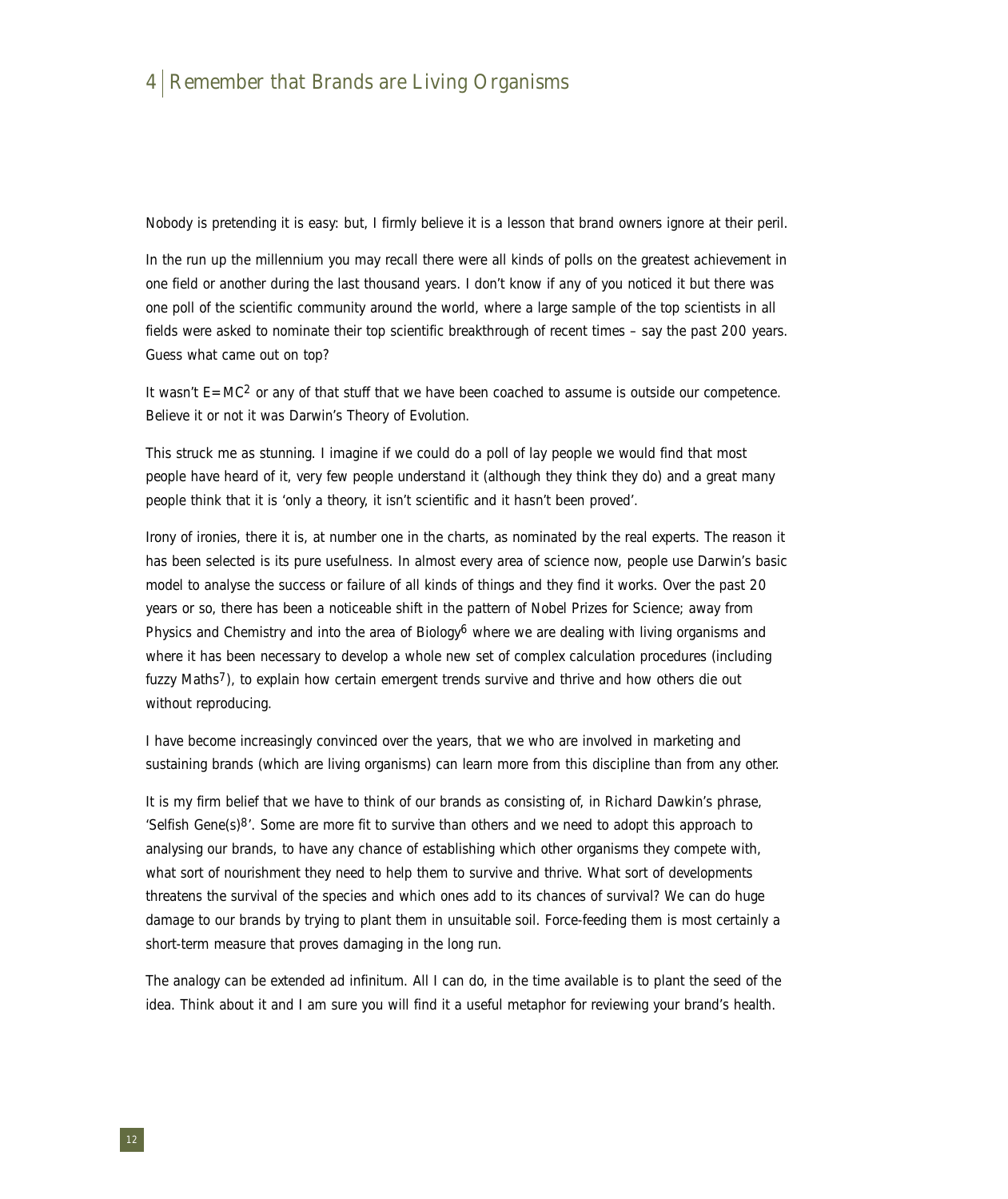## 4 | Remember that Brands are Living Organisms

Nobody is pretending it is easy: but, I firmly believe it is a lesson that brand owners ignore at their peril.

In the run up the millennium you may recall there were all kinds of polls on the greatest achievement in one field or another during the last thousand years. I don't know if any of you noticed it but there was one poll of the scientific community around the world, where a large sample of the top scientists in all fields were asked to nominate their top scientific breakthrough of recent times – say the past 200 years. Guess what came out on top?

It wasn't $E=MC^2$ or any of that stuff that we have been coached to assume is outside our competence. Believe it or not it was Darwin's Theory of Evolution.

This struck me as stunning. I imagine if we could do a poll of lay people we would find that most people have heard of it, very few people understand it (although they think they do) and a great many people think that it is 'only a theory, it isn't scientific and it hasn't been proved'.

Irony of ironies, there it is, at number one in the charts, as nominated by the real experts. The reason it has been selected is its pure usefulness. In almost every area of science now, people use Darwin's basic model to analyse the success or failure of all kinds of things and they find it works. Over the past 20 years or so, there has been a noticeable shift in the pattern of Nobel Prizes for Science; away from Physics and Chemistry and into the area of Biology[6] where we are dealing with living organisms and where it has been necessary to develop a whole new set of complex calculation procedures (including fuzzy Maths[7]), to explain how certain emergent trends survive and thrive and how others die out without reproducing.

I have become increasingly convinced over the years, that we who are involved in marketing and sustaining brands (which are living organisms) can learn more from this discipline than from any other.

It is my firm belief that we have to think of our brands as consisting of, in Richard Dawkin's phrase, 'Selfish Gene(s)[8]'. Some are more fit to survive than others and we need to adopt this approach to analysing our brands, to have any chance of establishing which other organisms they compete with, what sort of nourishment they need to help them to survive and thrive. What sort of developments threatens the survival of the species and which ones add to its chances of survival? We can do huge damage to our brands by trying to plant them in unsuitable soil. Force-feeding them is most certainly a short-term measure that proves damaging in the long run.

The analogy can be extended ad infinitum. All I can do, in the time available is to plant the seed of the idea. Think about it and I am sure you will find it a useful metaphor for reviewing your brand's health.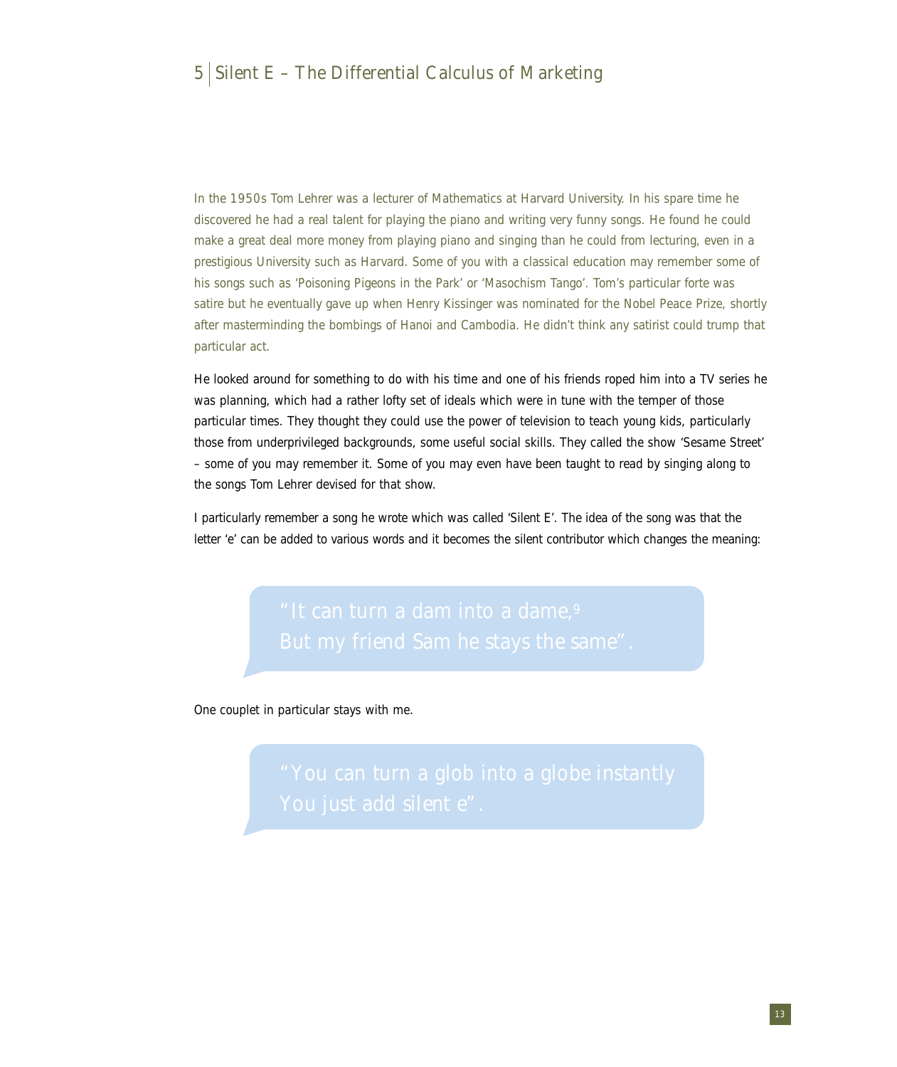## 5 Silent E – The Differential Calculus of Marketing

In the 1950s Tom Lehrer was a lecturer of Mathematics at Harvard University. In his spare time he discovered he had a real talent for playing the piano and writing very funny songs. He found he could make a great deal more money from playing piano and singing than he could from lecturing, even in a prestigious University such as Harvard. Some of you with a classical education may remember some of his songs such as 'Poisoning Pigeons in the Park' or 'Masochism Tango'. Tom's particular forte was satire but he eventually gave up when Henry Kissinger was nominated for the Nobel Peace Prize, shortly after masterminding the bombings of Hanoi and Cambodia. He didn't think any satirist could trump that particular act.

He looked around for something to do with his time and one of his friends roped him into a TV series he was planning, which had a rather lofty set of ideals which were in tune with the temper of those particular times. They thought they could use the power of television to teach young kids, particularly those from underprivileged backgrounds, some useful social skills. They called the show 'Sesame Street' – some of you may remember it. Some of you may even have been taught to read by singing along to the songs Tom Lehrer devised for that show.

I particularly remember a song he wrote which was called 'Silent E'. The idea of the song was that the letter 'e' can be added to various words and it becomes the silent contributor which changes the meaning:

> "It can turn a dam into a dame,[9]
> But my friend Sam he stays the same".

One couplet in particular stays with me.

> "You can turn a glob into a globe instantly
> You just add silent e".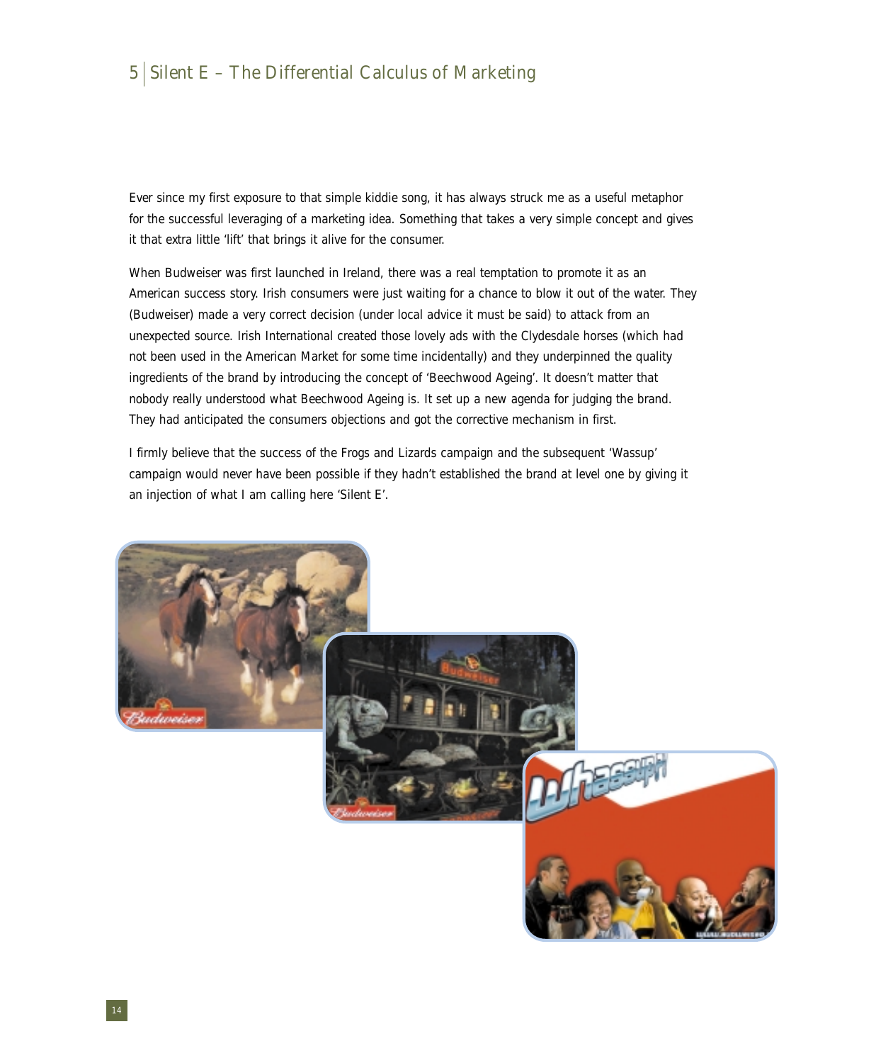# 5 | Silent E – The Differential Calculus of Marketing

Ever since my first exposure to that simple kiddie song, it has always struck me as a useful metaphor for the successful leveraging of a marketing idea. Something that takes a very simple concept and gives it that extra little 'lift' that brings it alive for the consumer.

When Budweiser was first launched in Ireland, there was a real temptation to promote it as an American success story. Irish consumers were just waiting for a chance to blow it out of the water. They (Budweiser) made a very correct decision (under local advice it must be said) to attack from an unexpected source. Irish International created those lovely ads with the Clydesdale horses (which had not been used in the American Market for some time incidentally) and they underpinned the quality ingredients of the brand by introducing the concept of 'Beechwood Ageing'. It doesn't matter that nobody really understood what Beechwood Ageing is. It set up a new agenda for judging the brand. They had anticipated the consumers objections and got the corrective mechanism in first.

I firmly believe that the success of the Frogs and Lizards campaign and the subsequent 'Wassup' campaign would never have been possible if they hadn't established the brand at level one by giving it an injection of what I am calling here 'Silent E'.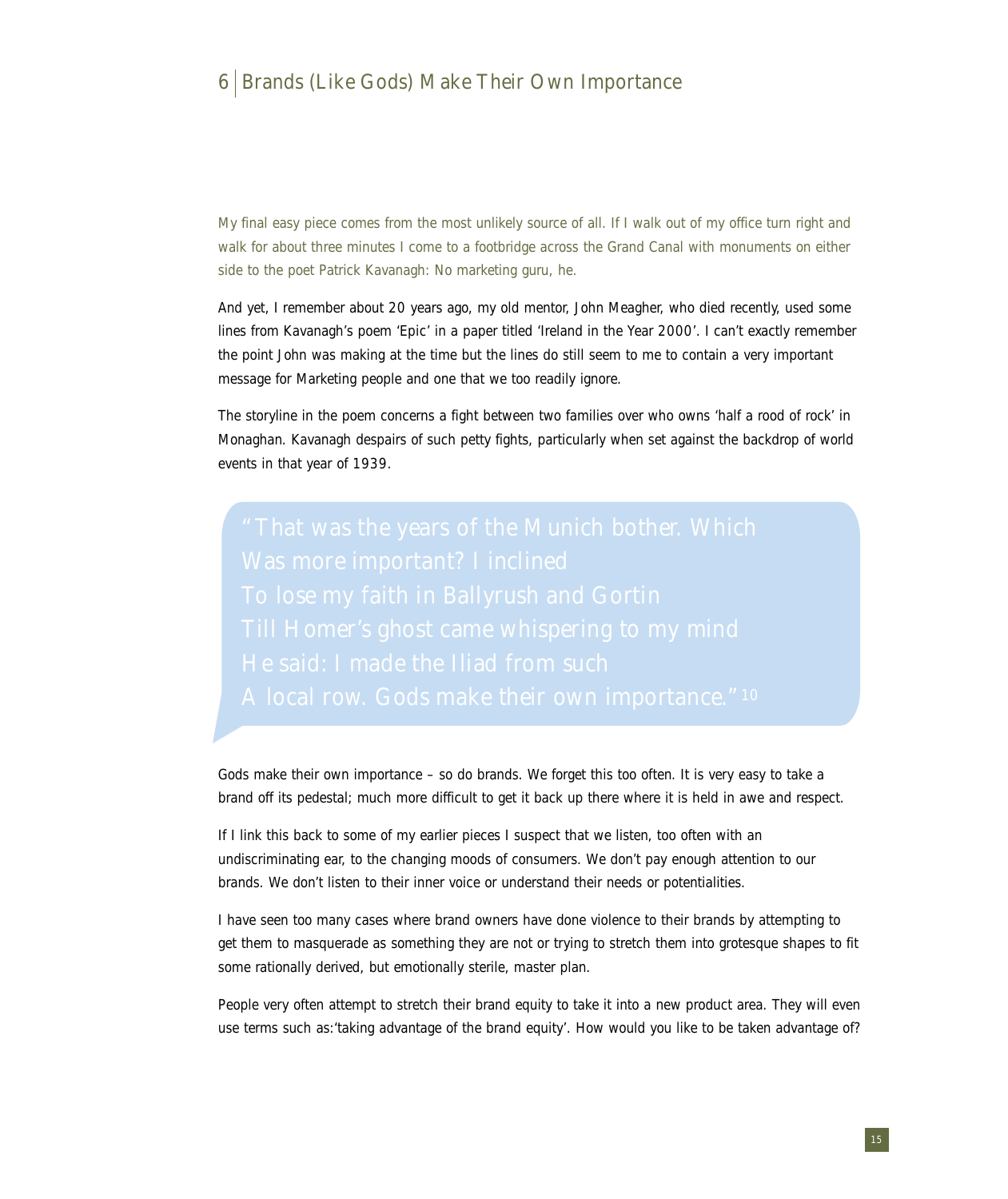## 6 | Brands (Like Gods) Make Their Own Importance

My final easy piece comes from the most unlikely source of all. If I walk out of my office turn right and walk for about three minutes I come to a footbridge across the Grand Canal with monuments on either side to the poet Patrick Kavanagh: No marketing guru, he.

And yet, I remember about 20 years ago, my old mentor, John Meagher, who died recently, used some lines from Kavanagh's poem 'Epic' in a paper titled 'Ireland in the Year 2000'. I can't exactly remember the point John was making at the time but the lines do still seem to me to contain a very important message for Marketing people and one that we too readily ignore.

The storyline in the poem concerns a fight between two families over who owns 'half a rood of rock' in Monaghan. Kavanagh despairs of such petty fights, particularly when set against the backdrop of world events in that year of 1939.

> "That was the years of the Munich bother. Which
> Was more important? I inclined
> To lose my faith in Ballyrush and Gortin
> Till Homer's ghost came whispering to my mind
> He said: I made the Iliad from such
> A local row. Gods make their own importance."[10]

Gods make their own importance – so do brands. We forget this too often. It is very easy to take a brand off its pedestal; much more difficult to get it back up there where it is held in awe and respect.

If I link this back to some of my earlier pieces I suspect that we listen, too often with an undiscriminating ear, to the changing moods of consumers. We don't pay enough attention to our brands. We don't listen to their inner voice or understand their needs or potentialities.

I have seen too many cases where brand owners have done violence to their brands by attempting to get them to masquerade as something they are not or trying to stretch them into grotesque shapes to fit some rationally derived, but emotionally sterile, master plan.

People very often attempt to stretch their brand equity to take it into a new product area. They will even use terms such as:'taking advantage of the brand equity'. How would you like to be taken advantage of?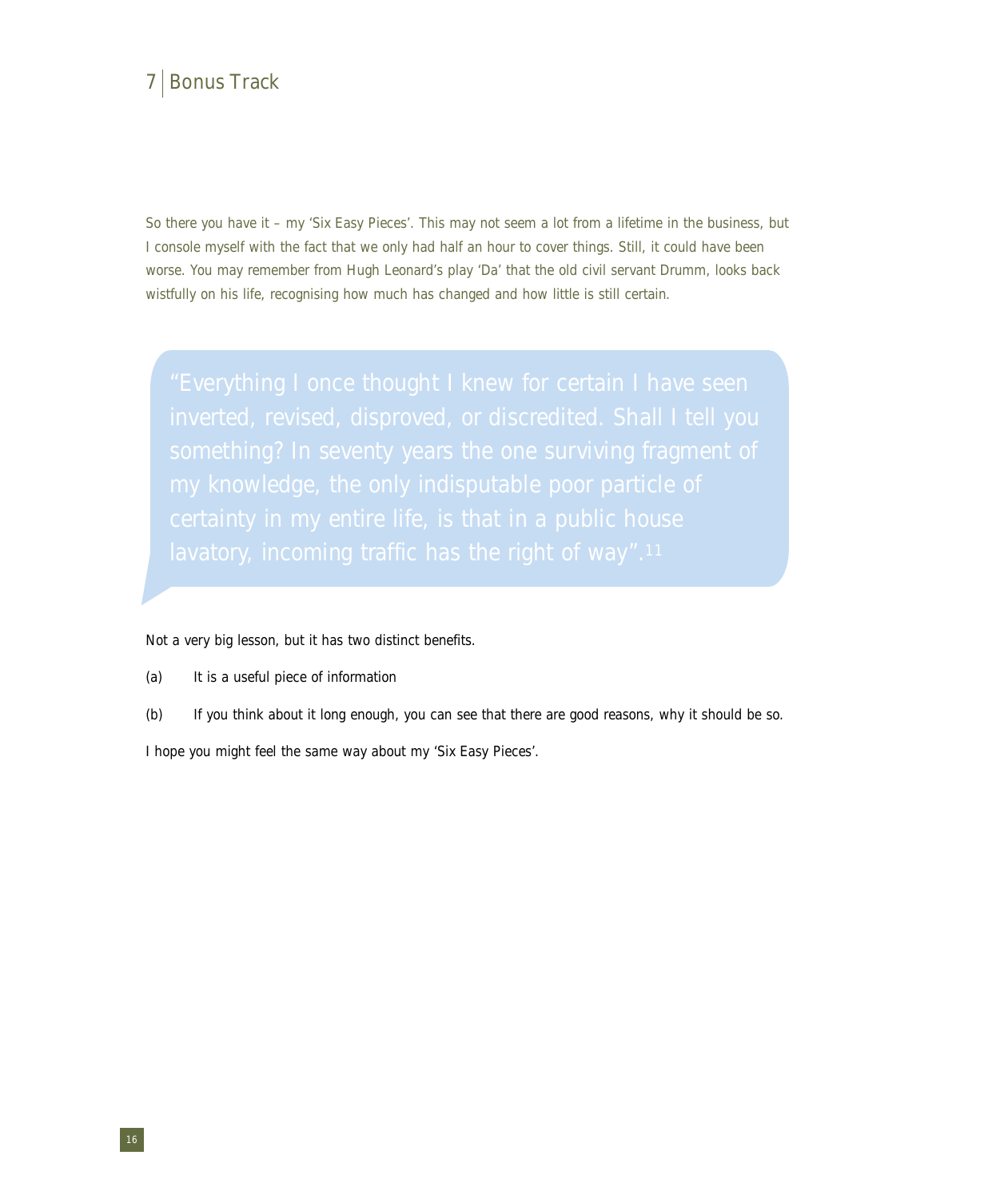# 7 Bonus Track

So there you have it – my ‘Six Easy Pieces’. This may not seem a lot from a lifetime in the business, but I console myself with the fact that we only had half an hour to cover things. Still, it could have been worse. You may remember from Hugh Leonard’s play ‘Da’ that the old civil servant Drumm, looks back wistfully on his life, recognising how much has changed and how little is still certain.

> “Everything I once thought I knew for certain I have seen inverted, revised, disproved, or discredited. Shall I tell you something? In seventy years the one surviving fragment of my knowledge, the only indisputable poor particle of certainty in my entire life, is that in a public house lavatory, incoming traffic has the right of way”.[11]

Not a very big lesson, but it has two distinct benefits.

(a) It is a useful piece of information

(b) If you think about it long enough, you can see that there are good reasons, why it should be so.

I hope you might feel the same way about my ‘Six Easy Pieces’.